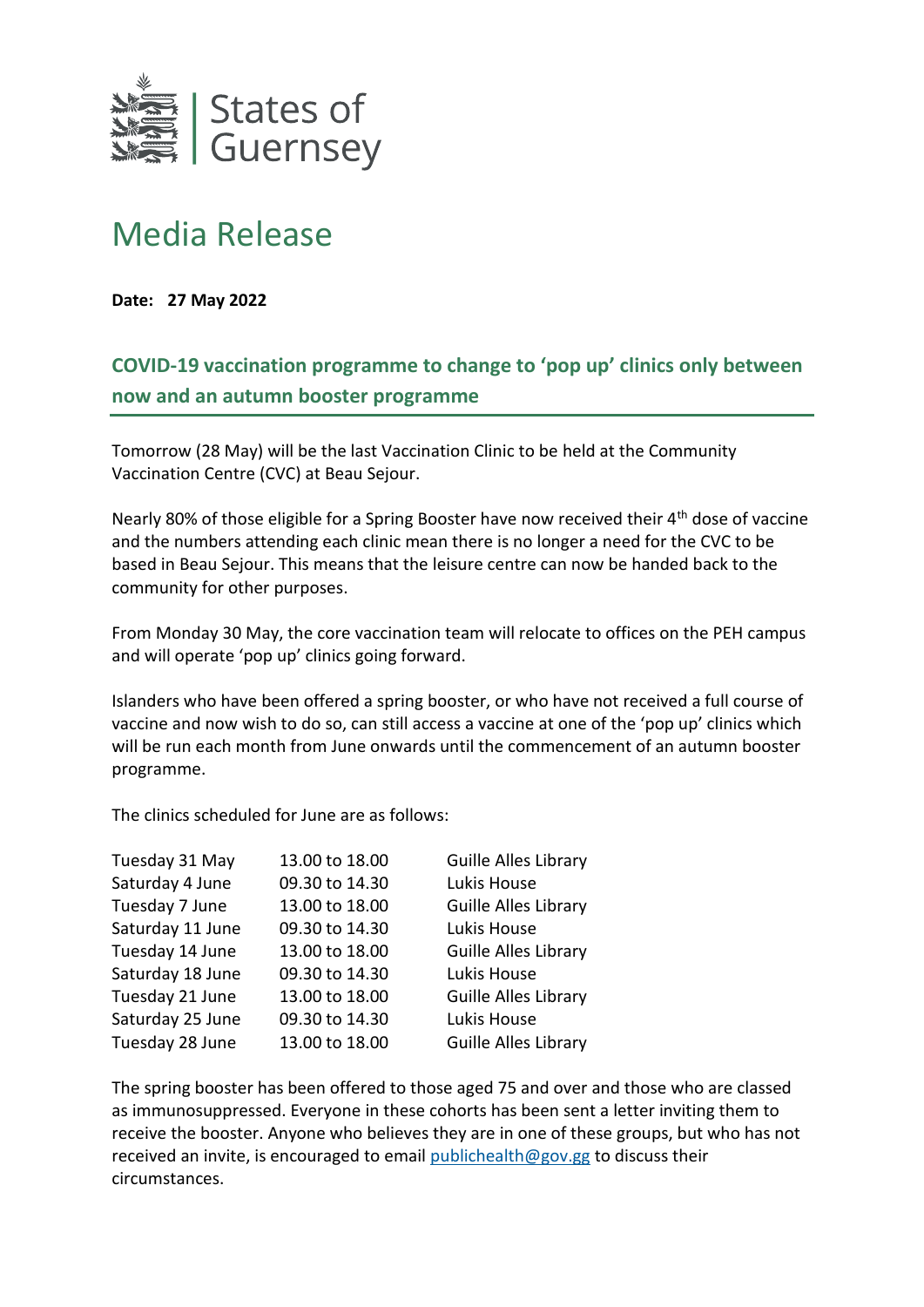States of Guernsey

# Media Release

**Date: 27 May 2022**

## COVID-19 vaccination programme to change to 'pop up' clinics only between now and an autumn booster programme

Tomorrow (28 May) will be the last Vaccination Clinic to be held at the Community Vaccination Centre (CVC) at Beau Sejour.

Nearly 80% of those eligible for a Spring Booster have now received their 4th dose of vaccine and the numbers attending each clinic mean there is no longer a need for the CVC to be based in Beau Sejour. This means that the leisure centre can now be handed back to the community for other purposes.

From Monday 30 May, the core vaccination team will relocate to offices on the PEH campus and will operate 'pop up' clinics going forward.

Islanders who have been offered a spring booster, or who have not received a full course of vaccine and now wish to do so, can still access a vaccine at one of the 'pop up' clinics which will be run each month from June onwards until the commencement of an autumn booster programme.

The clinics scheduled for June are as follows:

| | | |
|---|---|---|
| Tuesday 31 May | 13.00 to 18.00 | Guille Alles Library |
| Saturday 4 June | 09.30 to 14.30 | Lukis House |
| Tuesday 7 June | 13.00 to 18.00 | Guille Alles Library |
| Saturday 11 June | 09.30 to 14.30 | Lukis House |
| Tuesday 14 June | 13.00 to 18.00 | Guille Alles Library |
| Saturday 18 June | 09.30 to 14.30 | Lukis House |
| Tuesday 21 June | 13.00 to 18.00 | Guille Alles Library |
| Saturday 25 June | 09.30 to 14.30 | Lukis House |
| Tuesday 28 June | 13.00 to 18.00 | Guille Alles Library |

The spring booster has been offered to those aged 75 and over and those who are classed as immunosuppressed. Everyone in these cohorts has been sent a letter inviting them to receive the booster. Anyone who believes they are in one of these groups, but who has not received an invite, is encouraged to email publichealth@gov.gg to discuss their circumstances.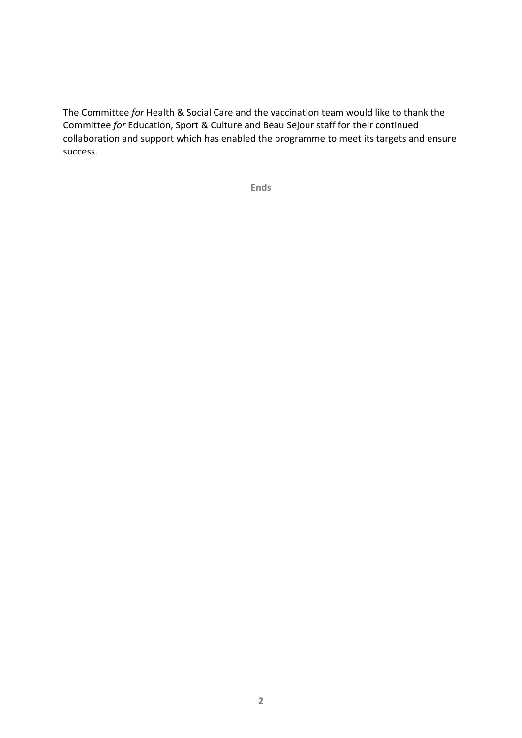The Committee *for* Health & Social Care and the vaccination team would like to thank the Committee *for* Education, Sport & Culture and Beau Sejour staff for their continued collaboration and support which has enabled the programme to meet its targets and ensure success.

**Ends**